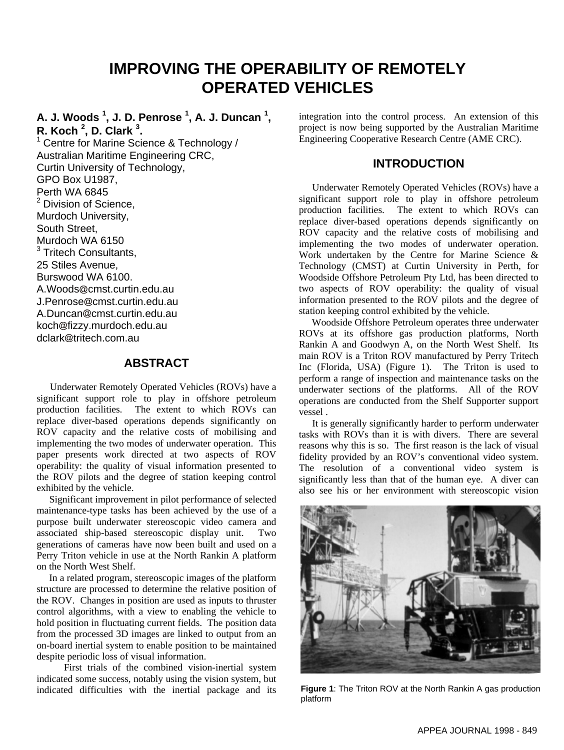# IMPROVING THE OPERABILITY OF REMOTELY OPERATED VEHICLES

**A. J. Woods [1], J. D. Penrose [1], A. J. Duncan [1], R. Koch [2], D. Clark [3].**

[1] Centre for Marine Science & Technology / Australian Maritime Engineering CRC,
Curtin University of Technology,
GPO Box U1987,
Perth WA 6845

[2] Division of Science,
Murdoch University,
South Street,
Murdoch WA 6150

[3] Tritech Consultants,
25 Stiles Avenue,
Burswood WA 6100.

A.Woods@cmst.curtin.edu.au
J.Penrose@cmst.curtin.edu.au
A.Duncan@cmst.curtin.edu.au
koch@fizzy.murdoch.edu.au
dclark@tritech.com.au

## ABSTRACT

Underwater Remotely Operated Vehicles (ROVs) have a significant support role to play in offshore petroleum production facilities. The extent to which ROVs can replace diver-based operations depends significantly on ROV capacity and the relative costs of mobilising and implementing the two modes of underwater operation. This paper presents work directed at two aspects of ROV operability: the quality of visual information presented to the ROV pilots and the degree of station keeping control exhibited by the vehicle.

Significant improvement in pilot performance of selected maintenance-type tasks has been achieved by the use of a purpose built underwater stereoscopic video camera and associated ship-based stereoscopic display unit. Two generations of cameras have now been built and used on a Perry Triton vehicle in use at the North Rankin A platform on the North West Shelf.

In a related program, stereoscopic images of the platform structure are processed to determine the relative position of the ROV. Changes in position are used as inputs to thruster control algorithms, with a view to enabling the vehicle to hold position in fluctuating current fields. The position data from the processed 3D images are linked to output from an on-board inertial system to enable position to be maintained despite periodic loss of visual information.

First trials of the combined vision-inertial system indicated some success, notably using the vision system, but indicated difficulties with the inertial package and its integration into the control process. An extension of this project is now being supported by the Australian Maritime Engineering Cooperative Research Centre (AME CRC).

## INTRODUCTION

Underwater Remotely Operated Vehicles (ROVs) have a significant support role to play in offshore petroleum production facilities. The extent to which ROVs can replace diver-based operations depends significantly on ROV capacity and the relative costs of mobilising and implementing the two modes of underwater operation. Work undertaken by the Centre for Marine Science & Technology (CMST) at Curtin University in Perth, for Woodside Offshore Petroleum Pty Ltd, has been directed to two aspects of ROV operability: the quality of visual information presented to the ROV pilots and the degree of station keeping control exhibited by the vehicle.

Woodside Offshore Petroleum operates three underwater ROVs at its offshore gas production platforms, North Rankin A and Goodwyn A, on the North West Shelf. Its main ROV is a Triton ROV manufactured by Perry Tritech Inc (Florida, USA) (Figure 1). The Triton is used to perform a range of inspection and maintenance tasks on the underwater sections of the platforms. All of the ROV operations are conducted from the Shelf Supporter support vessel .

It is generally significantly harder to perform underwater tasks with ROVs than it is with divers. There are several reasons why this is so. The first reason is the lack of visual fidelity provided by an ROV's conventional video system. The resolution of a conventional video system is significantly less than that of the human eye. A diver can also see his or her environment with stereoscopic vision

**Figure 1**: The Triton ROV at the North Rankin A gas production platform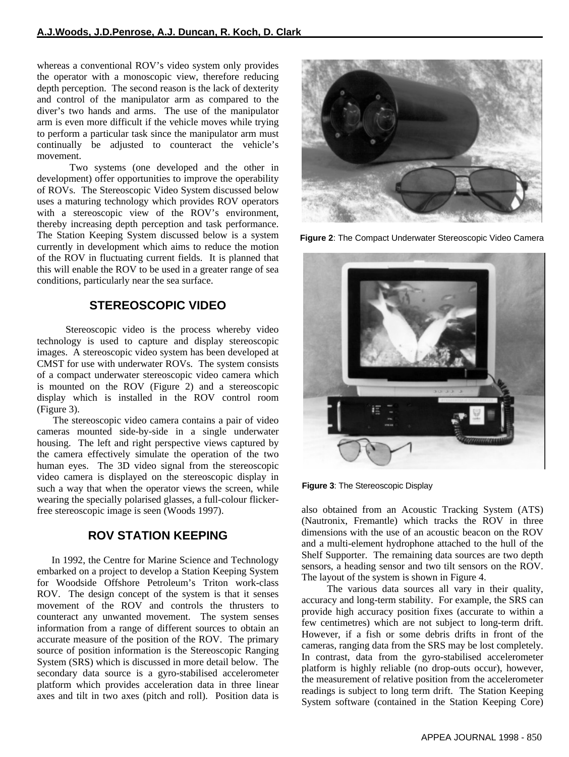whereas a conventional ROV's video system only provides the operator with a monoscopic view, therefore reducing depth perception. The second reason is the lack of dexterity and control of the manipulator arm as compared to the diver's two hands and arms. The use of the manipulator arm is even more difficult if the vehicle moves while trying to perform a particular task since the manipulator arm must continually be adjusted to counteract the vehicle's movement.

Two systems (one developed and the other in development) offer opportunities to improve the operability of ROVs. The Stereoscopic Video System discussed below uses a maturing technology which provides ROV operators with a stereoscopic view of the ROV's environment, thereby increasing depth perception and task performance. The Station Keeping System discussed below is a system currently in development which aims to reduce the motion of the ROV in fluctuating current fields. It is planned that this will enable the ROV to be used in a greater range of sea conditions, particularly near the sea surface.

## STEREOSCOPIC VIDEO

Stereoscopic video is the process whereby video technology is used to capture and display stereoscopic images. A stereoscopic video system has been developed at CMST for use with underwater ROVs. The system consists of a compact underwater stereoscopic video camera which is mounted on the ROV (Figure 2) and a stereoscopic display which is installed in the ROV control room (Figure 3).

The stereoscopic video camera contains a pair of video cameras mounted side-by-side in a single underwater housing. The left and right perspective views captured by the camera effectively simulate the operation of the two human eyes. The 3D video signal from the stereoscopic video camera is displayed on the stereoscopic display in such a way that when the operator views the screen, while wearing the specially polarised glasses, a full-colour flicker-free stereoscopic image is seen (Woods 1997).

## ROV STATION KEEPING

In 1992, the Centre for Marine Science and Technology embarked on a project to develop a Station Keeping System for Woodside Offshore Petroleum's Triton work-class ROV. The design concept of the system is that it senses movement of the ROV and controls the thrusters to counteract any unwanted movement. The system senses information from a range of different sources to obtain an accurate measure of the position of the ROV. The primary source of position information is the Stereoscopic Ranging System (SRS) which is discussed in more detail below. The secondary data source is a gyro-stabilised accelerometer platform which provides acceleration data in three linear axes and tilt in two axes (pitch and roll). Position data is also obtained from an Acoustic Tracking System (ATS) (Nautronix, Fremantle) which tracks the ROV in three dimensions with the use of an acoustic beacon on the ROV and a multi-element hydrophone attached to the hull of the Shelf Supporter. The remaining data sources are two depth sensors, a heading sensor and two tilt sensors on the ROV. The layout of the system is shown in Figure 4.

**Figure 2**: The Compact Underwater Stereoscopic Video Camera

**Figure 3**: The Stereoscopic Display

The various data sources all vary in their quality, accuracy and long-term stability. For example, the SRS can provide high accuracy position fixes (accurate to within a few centimetres) which are not subject to long-term drift. However, if a fish or some debris drifts in front of the cameras, ranging data from the SRS may be lost completely. In contrast, data from the gyro-stabilised accelerometer platform is highly reliable (no drop-outs occur), however, the measurement of relative position from the accelerometer readings is subject to long term drift. The Station Keeping System software (contained in the Station Keeping Core)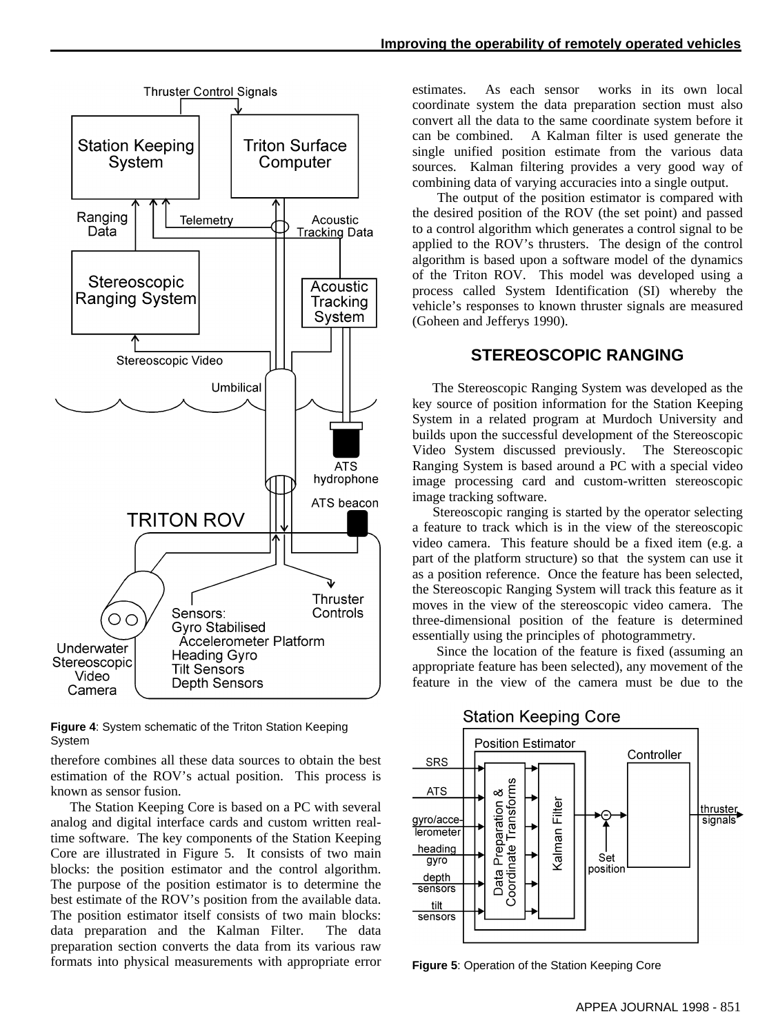Figure 4: System schematic of the Triton Station Keeping System

therefore combines all these data sources to obtain the best estimation of the ROV's actual position. This process is known as sensor fusion.

The Station Keeping Core is based on a PC with several analog and digital interface cards and custom written real-time software. The key components of the Station Keeping Core are illustrated in Figure 5. It consists of two main blocks: the position estimator and the control algorithm. The purpose of the position estimator is to determine the best estimate of the ROV's position from the available data. The position estimator itself consists of two main blocks: data preparation and the Kalman Filter. The data preparation section converts the data from its various raw formats into physical measurements with appropriate error estimates. As each sensor works in its own local coordinate system the data preparation section must also convert all the data to the same coordinate system before it can be combined. A Kalman filter is used generate the single unified position estimate from the various data sources. Kalman filtering provides a very good way of combining data of varying accuracies into a single output.

The output of the position estimator is compared with the desired position of the ROV (the set point) and passed to a control algorithm which generates a control signal to be applied to the ROV's thrusters. The design of the control algorithm is based upon a software model of the dynamics of the Triton ROV. This model was developed using a process called System Identification (SI) whereby the vehicle's responses to known thruster signals are measured (Goheen and Jefferys 1990).

## STEREOSCOPIC RANGING

The Stereoscopic Ranging System was developed as the key source of position information for the Station Keeping System in a related program at Murdoch University and builds upon the successful development of the Stereoscopic Video System discussed previously. The Stereoscopic Ranging System is based around a PC with a special video image processing card and custom-written stereoscopic image tracking software.

Stereoscopic ranging is started by the operator selecting a feature to track which is in the view of the stereoscopic video camera. This feature should be a fixed item (e.g. a part of the platform structure) so that the system can use it as a position reference. Once the feature has been selected, the Stereoscopic Ranging System will track this feature as it moves in the view of the stereoscopic video camera. The three-dimensional position of the feature is determined essentially using the principles of photogrammetry.

Since the location of the feature is fixed (assuming an appropriate feature has been selected), any movement of the feature in the view of the camera must be due to the

Figure 5: Operation of the Station Keeping Core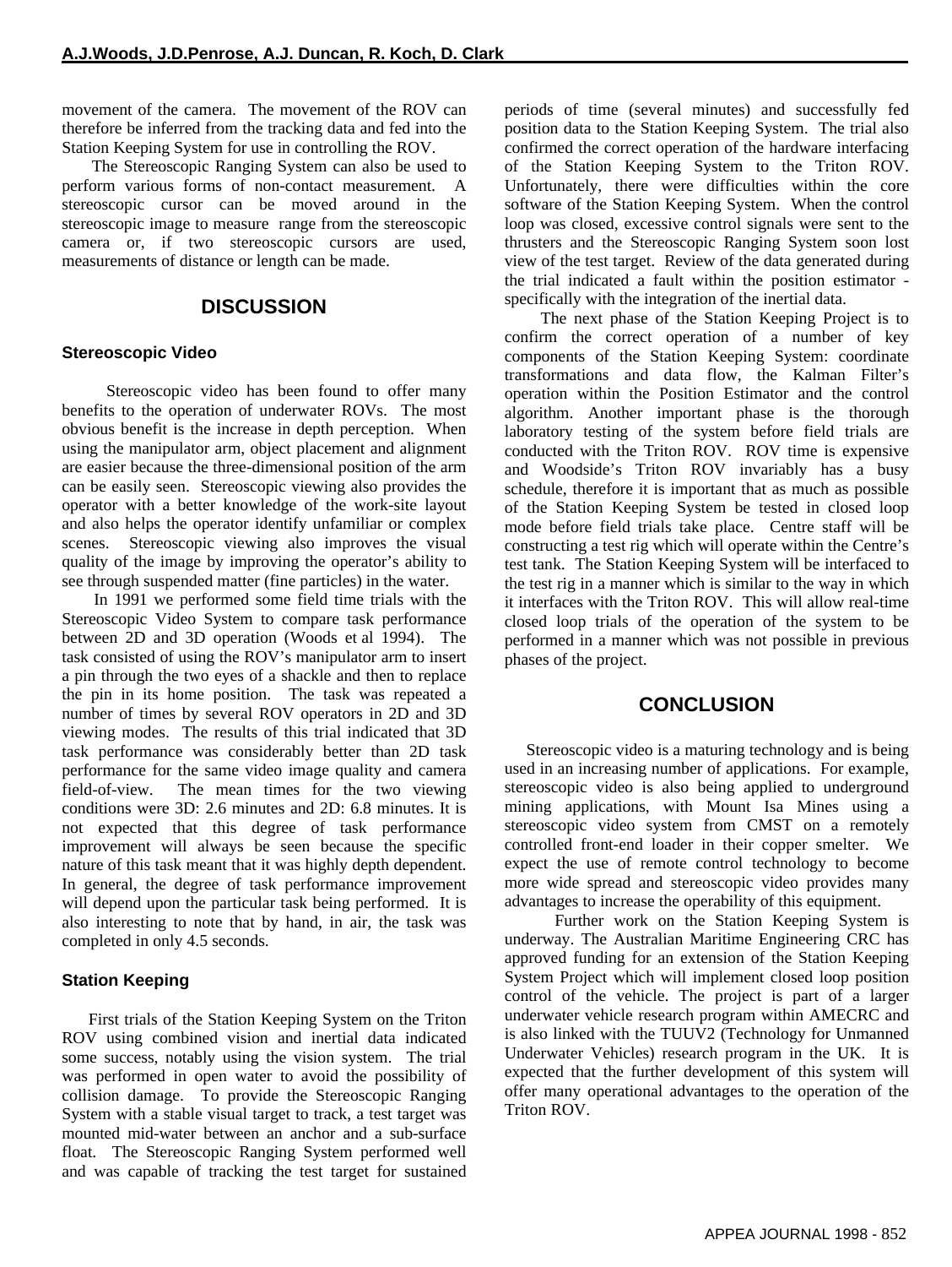movement of the camera. The movement of the ROV can therefore be inferred from the tracking data and fed into the Station Keeping System for use in controlling the ROV.

The Stereoscopic Ranging System can also be used to perform various forms of non-contact measurement. A stereoscopic cursor can be moved around in the stereoscopic image to measure range from the stereoscopic camera or, if two stereoscopic cursors are used, measurements of distance or length can be made.

## DISCUSSION

### Stereoscopic Video

Stereoscopic video has been found to offer many benefits to the operation of underwater ROVs. The most obvious benefit is the increase in depth perception. When using the manipulator arm, object placement and alignment are easier because the three-dimensional position of the arm can be easily seen. Stereoscopic viewing also provides the operator with a better knowledge of the work-site layout and also helps the operator identify unfamiliar or complex scenes. Stereoscopic viewing also improves the visual quality of the image by improving the operator's ability to see through suspended matter (fine particles) in the water.

In 1991 we performed some field time trials with the Stereoscopic Video System to compare task performance between 2D and 3D operation (Woods et al 1994). The task consisted of using the ROV's manipulator arm to insert a pin through the two eyes of a shackle and then to replace the pin in its home position. The task was repeated a number of times by several ROV operators in 2D and 3D viewing modes. The results of this trial indicated that 3D task performance was considerably better than 2D task performance for the same video image quality and camera field-of-view. The mean times for the two viewing conditions were 3D: 2.6 minutes and 2D: 6.8 minutes. It is not expected that this degree of task performance improvement will always be seen because the specific nature of this task meant that it was highly depth dependent. In general, the degree of task performance improvement will depend upon the particular task being performed. It is also interesting to note that by hand, in air, the task was completed in only 4.5 seconds.

### Station Keeping

First trials of the Station Keeping System on the Triton ROV using combined vision and inertial data indicated some success, notably using the vision system. The trial was performed in open water to avoid the possibility of collision damage. To provide the Stereoscopic Ranging System with a stable visual target to track, a test target was mounted mid-water between an anchor and a sub-surface float. The Stereoscopic Ranging System performed well and was capable of tracking the test target for sustained periods of time (several minutes) and successfully fed position data to the Station Keeping System. The trial also confirmed the correct operation of the hardware interfacing of the Station Keeping System to the Triton ROV. Unfortunately, there were difficulties within the core software of the Station Keeping System. When the control loop was closed, excessive control signals were sent to the thrusters and the Stereoscopic Ranging System soon lost view of the test target. Review of the data generated during the trial indicated a fault within the position estimator - specifically with the integration of the inertial data.

The next phase of the Station Keeping Project is to confirm the correct operation of a number of key components of the Station Keeping System: coordinate transformations and data flow, the Kalman Filter's operation within the Position Estimator and the control algorithm. Another important phase is the thorough laboratory testing of the system before field trials are conducted with the Triton ROV. ROV time is expensive and Woodside's Triton ROV invariably has a busy schedule, therefore it is important that as much as possible of the Station Keeping System be tested in closed loop mode before field trials take place. Centre staff will be constructing a test rig which will operate within the Centre's test tank. The Station Keeping System will be interfaced to the test rig in a manner which is similar to the way in which it interfaces with the Triton ROV. This will allow real-time closed loop trials of the operation of the system to be performed in a manner which was not possible in previous phases of the project.

## CONCLUSION

Stereoscopic video is a maturing technology and is being used in an increasing number of applications. For example, stereoscopic video is also being applied to underground mining applications, with Mount Isa Mines using a stereoscopic video system from CMST on a remotely controlled front-end loader in their copper smelter. We expect the use of remote control technology to become more wide spread and stereoscopic video provides many advantages to increase the operability of this equipment.

Further work on the Station Keeping System is underway. The Australian Maritime Engineering CRC has approved funding for an extension of the Station Keeping System Project which will implement closed loop position control of the vehicle. The project is part of a larger underwater vehicle research program within AMECRC and is also linked with the TUUV2 (Technology for Unmanned Underwater Vehicles) research program in the UK. It is expected that the further development of this system will offer many operational advantages to the operation of the Triton ROV.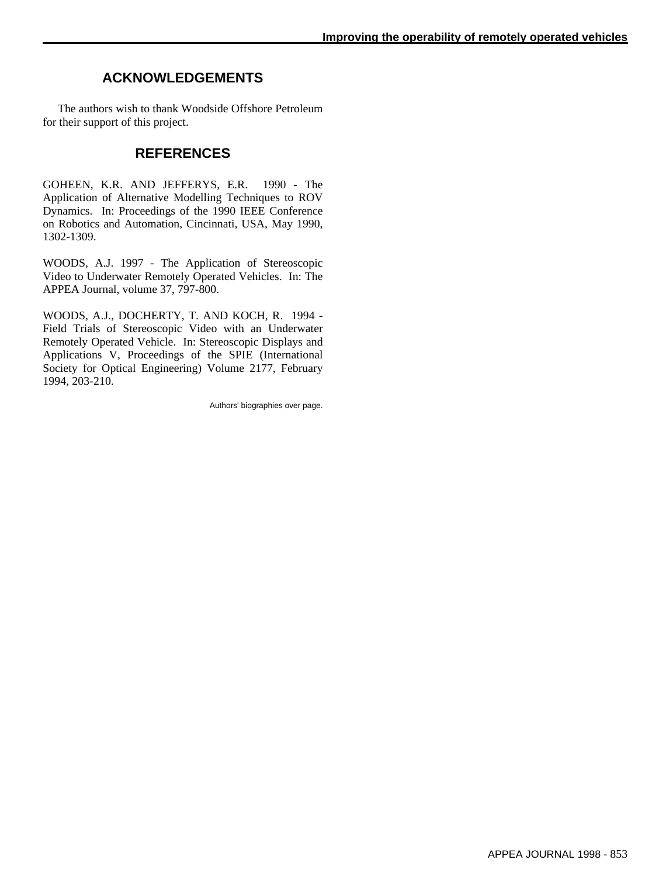## ACKNOWLEDGEMENTS

The authors wish to thank Woodside Offshore Petroleum for their support of this project.

## REFERENCES

GOHEEN, K.R. AND JEFFERYS, E.R. 1990 - The Application of Alternative Modelling Techniques to ROV Dynamics. In: Proceedings of the 1990 IEEE Conference on Robotics and Automation, Cincinnati, USA, May 1990, 1302-1309.

WOODS, A.J. 1997 - The Application of Stereoscopic Video to Underwater Remotely Operated Vehicles. In: The APPEA Journal, volume 37, 797-800.

WOODS, A.J., DOCHERTY, T. AND KOCH, R. 1994 - Field Trials of Stereoscopic Video with an Underwater Remotely Operated Vehicle. In: Stereoscopic Displays and Applications V, Proceedings of the SPIE (International Society for Optical Engineering) Volume 2177, February 1994, 203-210.

Authors' biographies over page.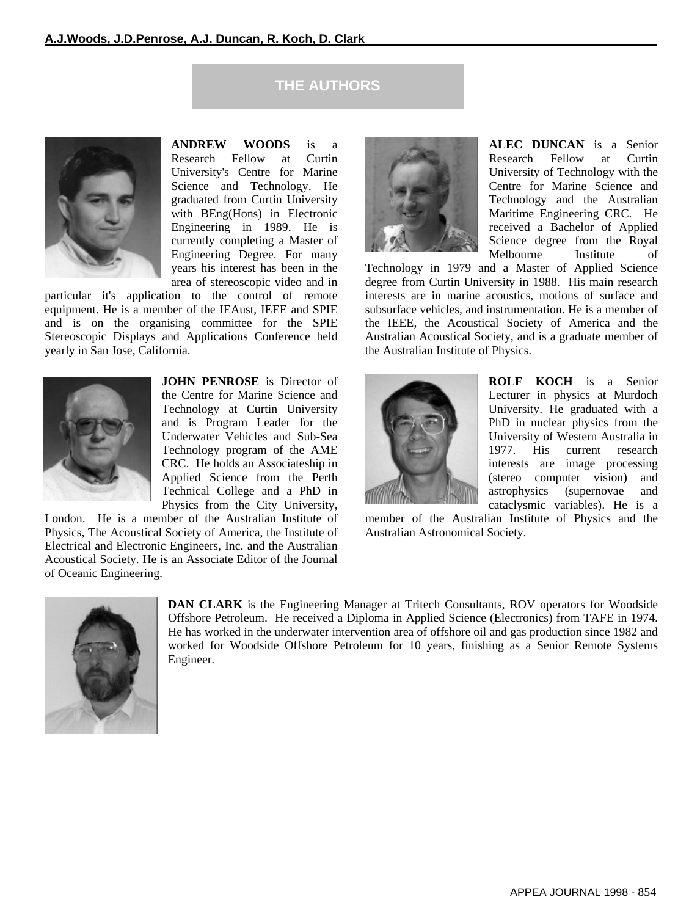## THE AUTHORS

**ANDREW WOODS** is a Research Fellow at Curtin University's Centre for Marine Science and Technology. He graduated from Curtin University with BEng(Hons) in Electronic Engineering in 1989. He is currently completing a Master of Engineering Degree. For many years his interest has been in the area of stereoscopic video and in particular it's application to the control of remote equipment. He is a member of the IEAust, IEEE and SPIE and is on the organising committee for the SPIE Stereoscopic Displays and Applications Conference held yearly in San Jose, California.

**JOHN PENROSE** is Director of the Centre for Marine Science and Technology at Curtin University and is Program Leader for the Underwater Vehicles and Sub-Sea Technology program of the AME CRC. He holds an Associateship in Applied Science from the Perth Technical College and a PhD in Physics from the City University, London. He is a member of the Australian Institute of Physics, The Acoustical Society of America, the Institute of Electrical and Electronic Engineers, Inc. and the Australian Acoustical Society. He is an Associate Editor of the Journal of Oceanic Engineering.

**ALEC DUNCAN** is a Senior Research Fellow at Curtin University of Technology with the Centre for Marine Science and Technology and the Australian Maritime Engineering CRC. He received a Bachelor of Applied Science degree from the Royal Melbourne Institute of Technology in 1979 and a Master of Applied Science degree from Curtin University in 1988. His main research interests are in marine acoustics, motions of surface and subsurface vehicles, and instrumentation. He is a member of the IEEE, the Acoustical Society of America and the Australian Acoustical Society, and is a graduate member of the Australian Institute of Physics.

**ROLF KOCH** is a Senior Lecturer in physics at Murdoch University. He graduated with a PhD in nuclear physics from the University of Western Australia in 1977. His current research interests are image processing (stereo computer vision) and astrophysics (supernovae and cataclysmic variables). He is a member of the Australian Institute of Physics and the Australian Astronomical Society.

**DAN CLARK** is the Engineering Manager at Tritech Consultants, ROV operators for Woodside Offshore Petroleum. He received a Diploma in Applied Science (Electronics) from TAFE in 1974. He has worked in the underwater intervention area of offshore oil and gas production since 1982 and worked for Woodside Offshore Petroleum for 10 years, finishing as a Senior Remote Systems Engineer.